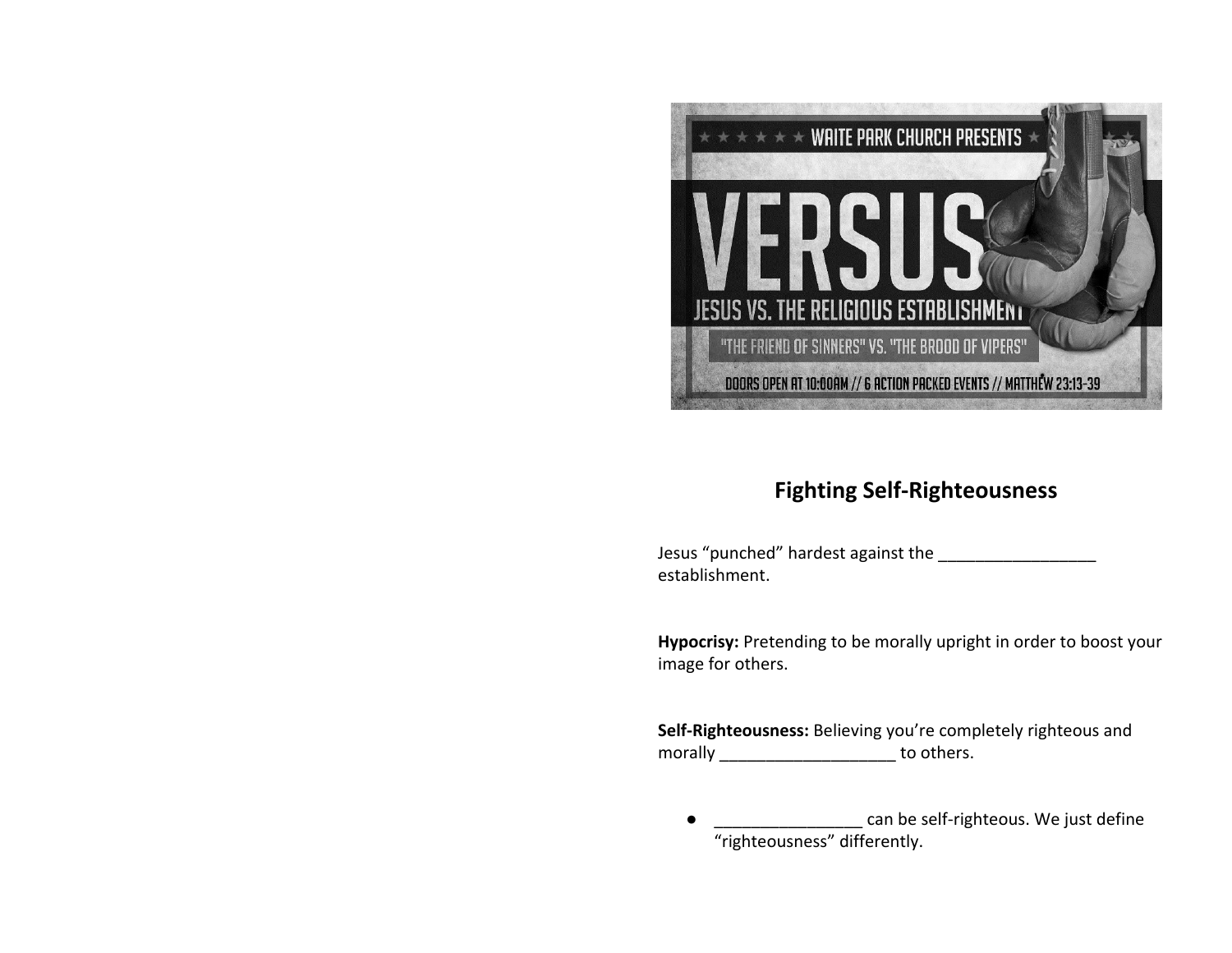WAITE PARK CHURCH PRESENTS

VERSUS

JESUS VS. THE RELIGIOUS ESTABLISHMENT

"THE FRIEND OF SINNERS" VS. "THE BROOD OF VIPERS"

DOORS OPEN AT 10:00AM // 6 ACTION PACKED EVENTS // MATTHEW 23:13-39

## Fighting Self-Righteousness

Jesus "punched" hardest against the _________________ establishment.

**Hypocrisy:** Pretending to be morally upright in order to boost your image for others.

**Self-Righteousness:** Believing you're completely righteous and morally ___________________ to others.

- ________________ can be self-righteous. We just define "righteousness" differently.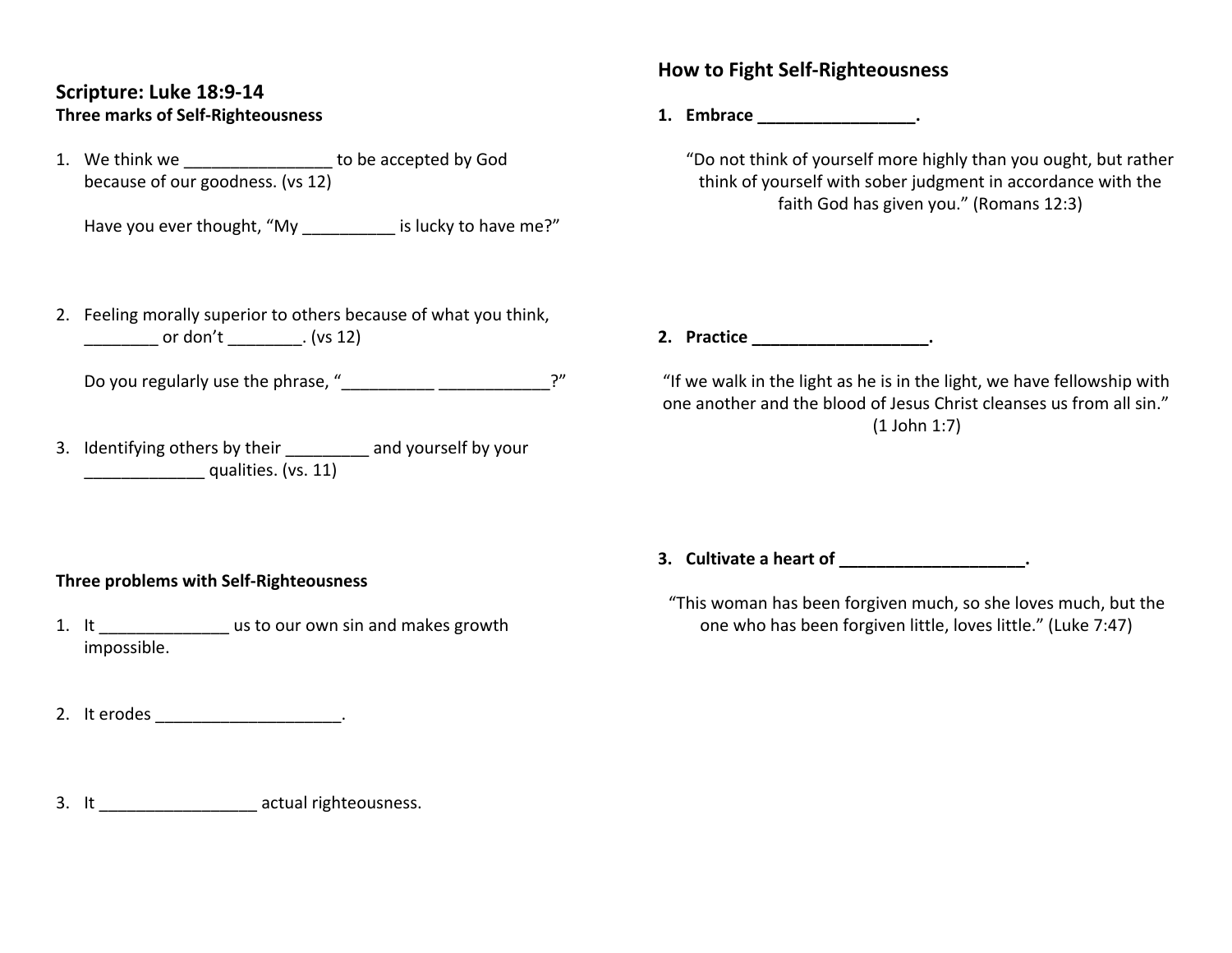## Scripture: Luke 18:9-14

**Three marks of Self-Righteousness**

1. We think we ________________ to be accepted by God because of our goodness. (vs 12)

   Have you ever thought, "My __________ is lucky to have me?"

2. Feeling morally superior to others because of what you think, ________ or don't ________. (vs 12)

   Do you regularly use the phrase, "__________ ____________?"

3. Identifying others by their _________ and yourself by your _____________ qualities. (vs. 11)

**Three problems with Self-Righteousness**

1. It ______________ us to our own sin and makes growth impossible.

2. It erodes ____________________.

3. It _________________ actual righteousness.

## How to Fight Self-Righteousness

1. **Embrace _________________.**

   "Do not think of yourself more highly than you ought, but rather think of yourself with sober judgment in accordance with the faith God has given you." (Romans 12:3)

2. **Practice ___________________.**

   "If we walk in the light as he is in the light, we have fellowship with one another and the blood of Jesus Christ cleanses us from all sin." (1 John 1:7)

3. **Cultivate a heart of ____________________.**

   "This woman has been forgiven much, so she loves much, but the one who has been forgiven little, loves little." (Luke 7:47)